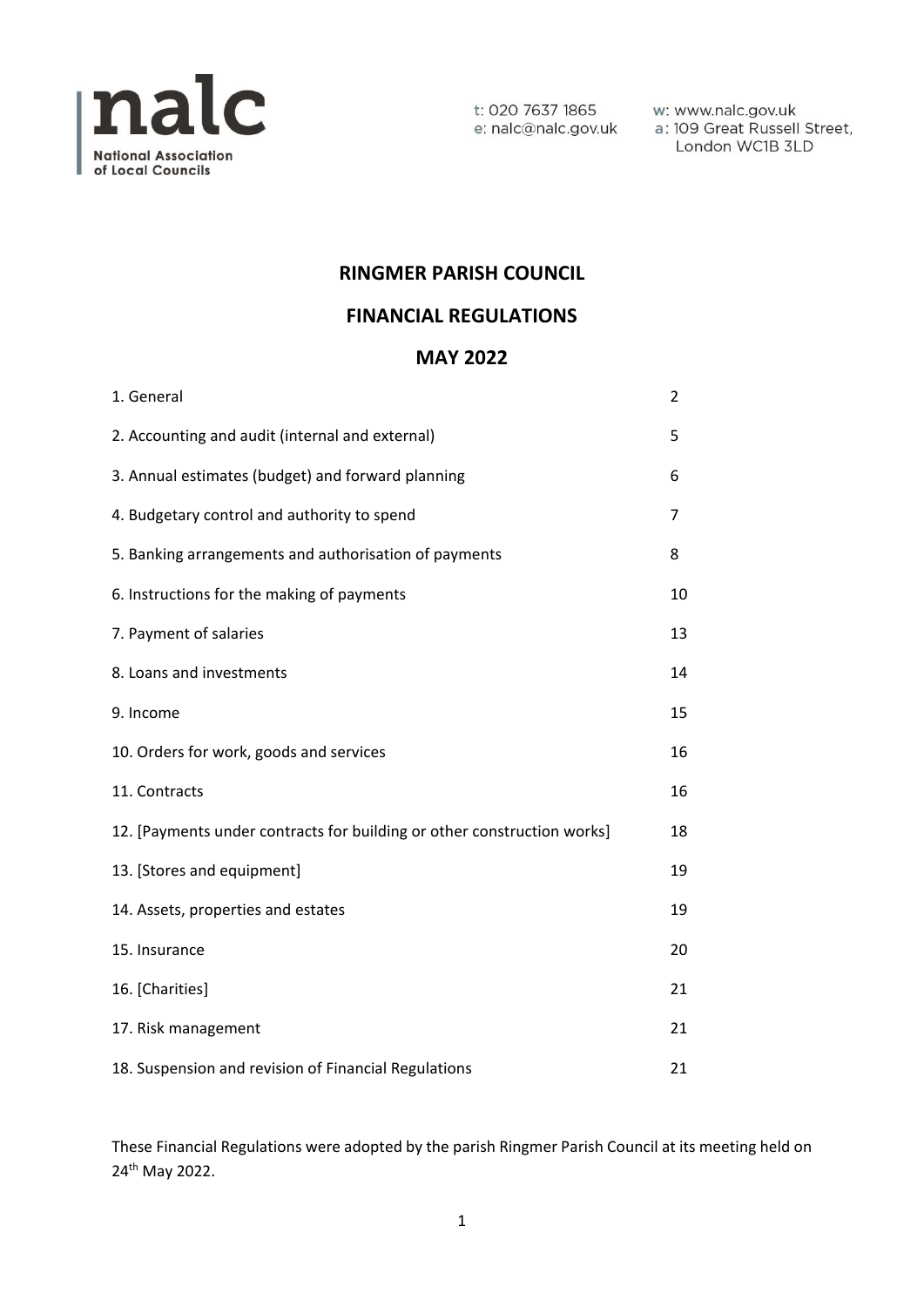nalc
National Association of Local Councils

t: 020 7637 1865
e: nalc@nalc.gov.uk

w: www.nalc.gov.uk
a: 109 Great Russell Street, London WC1B 3LD

# RINGMER PARISH COUNCIL

# FINANCIAL REGULATIONS

# MAY 2022

| | |
|---|---|
| 1. General | 2 |
| 2. Accounting and audit (internal and external) | 5 |
| 3. Annual estimates (budget) and forward planning | 6 |
| 4. Budgetary control and authority to spend | 7 |
| 5. Banking arrangements and authorisation of payments | 8 |
| 6. Instructions for the making of payments | 10 |
| 7. Payment of salaries | 13 |
| 8. Loans and investments | 14 |
| 9. Income | 15 |
| 10. Orders for work, goods and services | 16 |
| 11. Contracts | 16 |
| 12. [Payments under contracts for building or other construction works] | 18 |
| 13. [Stores and equipment] | 19 |
| 14. Assets, properties and estates | 19 |
| 15. Insurance | 20 |
| 16. [Charities] | 21 |
| 17. Risk management | 21 |
| 18. Suspension and revision of Financial Regulations | 21 |

These Financial Regulations were adopted by the parish Ringmer Parish Council at its meeting held on 24th May 2022.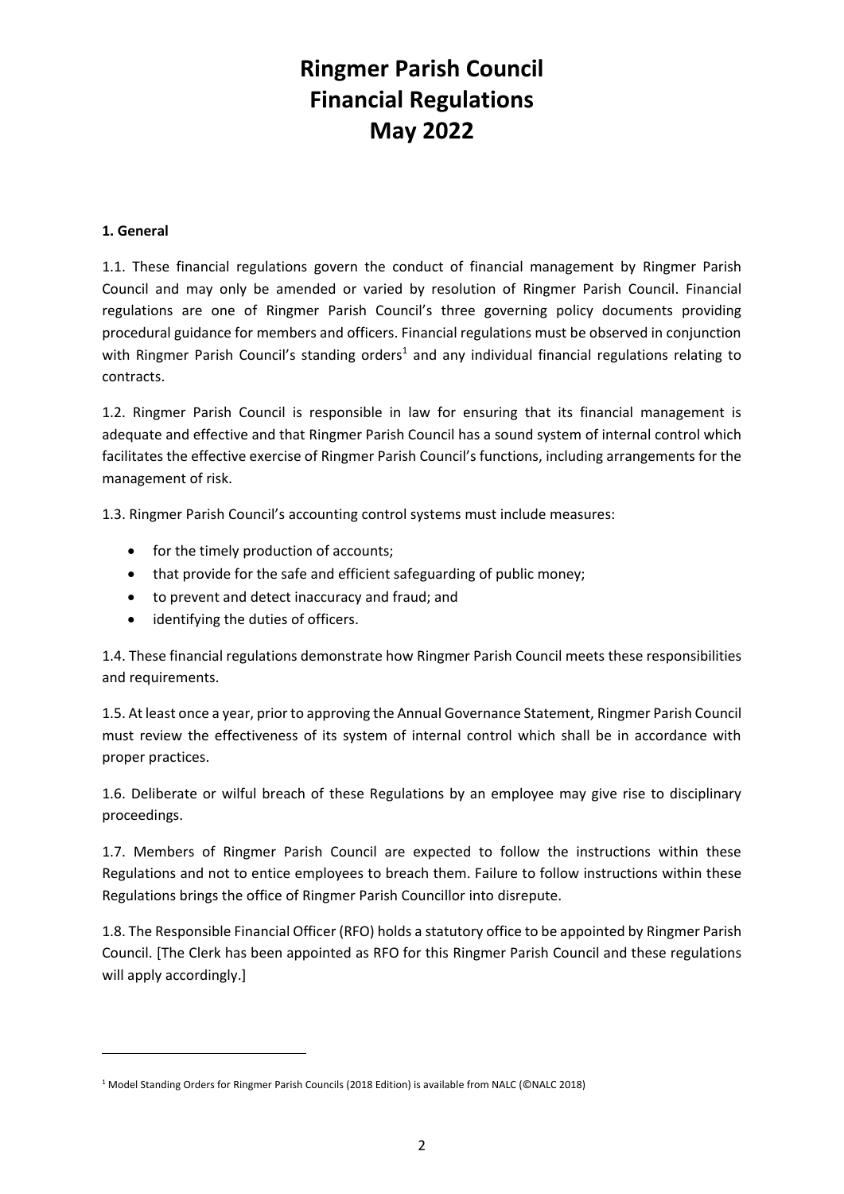# Ringmer Parish Council Financial Regulations May 2022

**1. General**

1.1. These financial regulations govern the conduct of financial management by Ringmer Parish Council and may only be amended or varied by resolution of Ringmer Parish Council. Financial regulations are one of Ringmer Parish Council's three governing policy documents providing procedural guidance for members and officers. Financial regulations must be observed in conjunction with Ringmer Parish Council's standing orders[1] and any individual financial regulations relating to contracts.

1.2. Ringmer Parish Council is responsible in law for ensuring that its financial management is adequate and effective and that Ringmer Parish Council has a sound system of internal control which facilitates the effective exercise of Ringmer Parish Council's functions, including arrangements for the management of risk.

1.3. Ringmer Parish Council's accounting control systems must include measures:

- for the timely production of accounts;
- that provide for the safe and efficient safeguarding of public money;
- to prevent and detect inaccuracy and fraud; and
- identifying the duties of officers.

1.4. These financial regulations demonstrate how Ringmer Parish Council meets these responsibilities and requirements.

1.5. At least once a year, prior to approving the Annual Governance Statement, Ringmer Parish Council must review the effectiveness of its system of internal control which shall be in accordance with proper practices.

1.6. Deliberate or wilful breach of these Regulations by an employee may give rise to disciplinary proceedings.

1.7. Members of Ringmer Parish Council are expected to follow the instructions within these Regulations and not to entice employees to breach them. Failure to follow instructions within these Regulations brings the office of Ringmer Parish Councillor into disrepute.

1.8. The Responsible Financial Officer (RFO) holds a statutory office to be appointed by Ringmer Parish Council. [The Clerk has been appointed as RFO for this Ringmer Parish Council and these regulations will apply accordingly.]

---

[1] Model Standing Orders for Ringmer Parish Councils (2018 Edition) is available from NALC (©NALC 2018)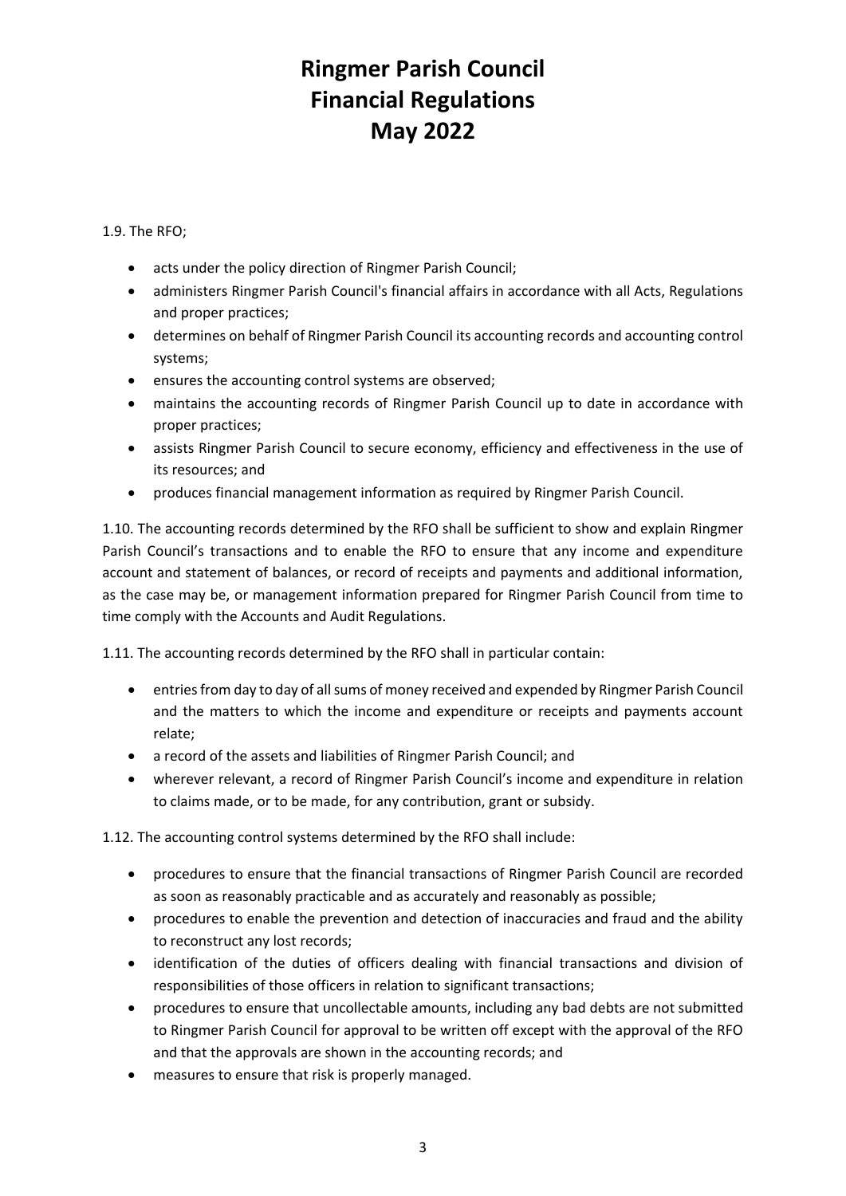# Ringmer Parish Council
# Financial Regulations
# May 2022

1.9. The RFO;

- acts under the policy direction of Ringmer Parish Council;
- administers Ringmer Parish Council's financial affairs in accordance with all Acts, Regulations and proper practices;
- determines on behalf of Ringmer Parish Council its accounting records and accounting control systems;
- ensures the accounting control systems are observed;
- maintains the accounting records of Ringmer Parish Council up to date in accordance with proper practices;
- assists Ringmer Parish Council to secure economy, efficiency and effectiveness in the use of its resources; and
- produces financial management information as required by Ringmer Parish Council.

1.10. The accounting records determined by the RFO shall be sufficient to show and explain Ringmer Parish Council's transactions and to enable the RFO to ensure that any income and expenditure account and statement of balances, or record of receipts and payments and additional information, as the case may be, or management information prepared for Ringmer Parish Council from time to time comply with the Accounts and Audit Regulations.

1.11. The accounting records determined by the RFO shall in particular contain:

- entries from day to day of all sums of money received and expended by Ringmer Parish Council and the matters to which the income and expenditure or receipts and payments account relate;
- a record of the assets and liabilities of Ringmer Parish Council; and
- wherever relevant, a record of Ringmer Parish Council's income and expenditure in relation to claims made, or to be made, for any contribution, grant or subsidy.

1.12. The accounting control systems determined by the RFO shall include:

- procedures to ensure that the financial transactions of Ringmer Parish Council are recorded as soon as reasonably practicable and as accurately and reasonably as possible;
- procedures to enable the prevention and detection of inaccuracies and fraud and the ability to reconstruct any lost records;
- identification of the duties of officers dealing with financial transactions and division of responsibilities of those officers in relation to significant transactions;
- procedures to ensure that uncollectable amounts, including any bad debts are not submitted to Ringmer Parish Council for approval to be written off except with the approval of the RFO and that the approvals are shown in the accounting records; and
- measures to ensure that risk is properly managed.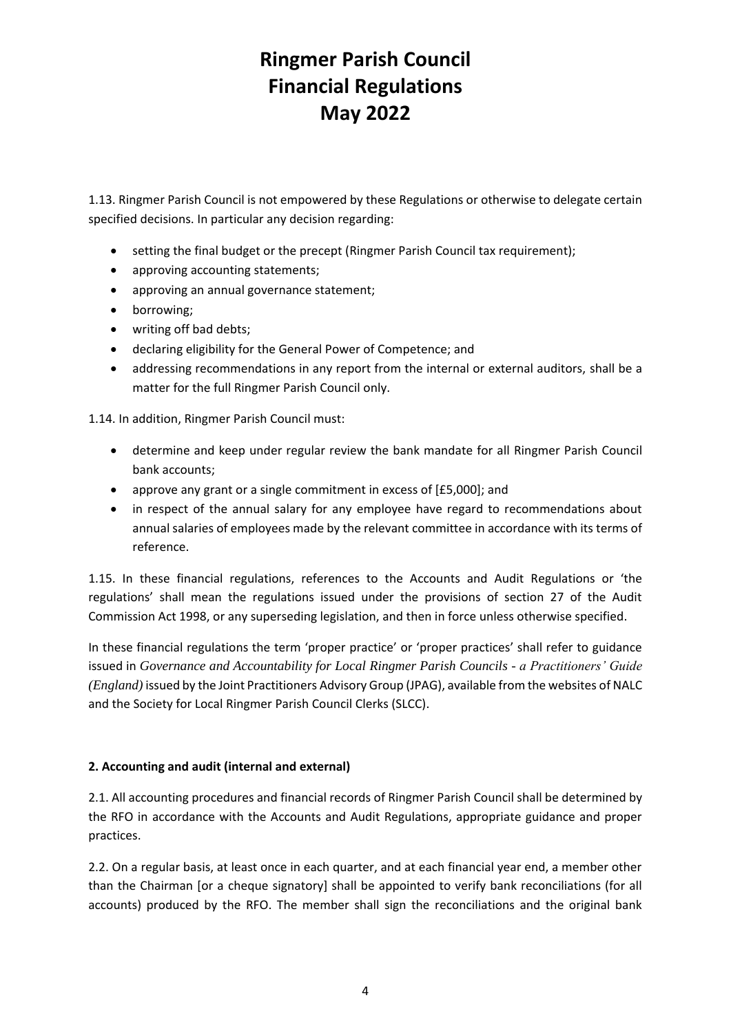# Ringmer Parish Council Financial Regulations May 2022

1.13. Ringmer Parish Council is not empowered by these Regulations or otherwise to delegate certain specified decisions. In particular any decision regarding:

- setting the final budget or the precept (Ringmer Parish Council tax requirement);
- approving accounting statements;
- approving an annual governance statement;
- borrowing;
- writing off bad debts;
- declaring eligibility for the General Power of Competence; and
- addressing recommendations in any report from the internal or external auditors, shall be a matter for the full Ringmer Parish Council only.

1.14. In addition, Ringmer Parish Council must:

- determine and keep under regular review the bank mandate for all Ringmer Parish Council bank accounts;
- approve any grant or a single commitment in excess of [£5,000]; and
- in respect of the annual salary for any employee have regard to recommendations about annual salaries of employees made by the relevant committee in accordance with its terms of reference.

1.15. In these financial regulations, references to the Accounts and Audit Regulations or 'the regulations' shall mean the regulations issued under the provisions of section 27 of the Audit Commission Act 1998, or any superseding legislation, and then in force unless otherwise specified.

In these financial regulations the term 'proper practice' or 'proper practices' shall refer to guidance issued in *Governance and Accountability for Local Ringmer Parish Councils - a Practitioners' Guide (England)* issued by the Joint Practitioners Advisory Group (JPAG), available from the websites of NALC and the Society for Local Ringmer Parish Council Clerks (SLCC).

**2. Accounting and audit (internal and external)**

2.1. All accounting procedures and financial records of Ringmer Parish Council shall be determined by the RFO in accordance with the Accounts and Audit Regulations, appropriate guidance and proper practices.

2.2. On a regular basis, at least once in each quarter, and at each financial year end, a member other than the Chairman [or a cheque signatory] shall be appointed to verify bank reconciliations (for all accounts) produced by the RFO. The member shall sign the reconciliations and the original bank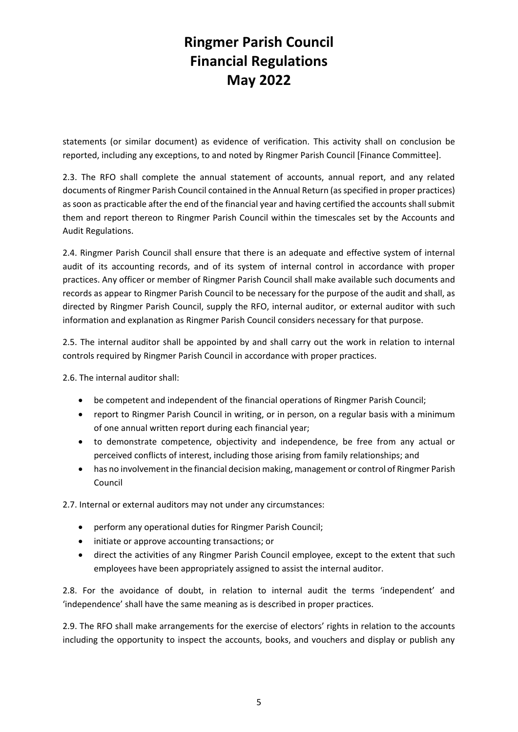statements (or similar document) as evidence of verification. This activity shall on conclusion be reported, including any exceptions, to and noted by Ringmer Parish Council [Finance Committee].

2.3. The RFO shall complete the annual statement of accounts, annual report, and any related documents of Ringmer Parish Council contained in the Annual Return (as specified in proper practices) as soon as practicable after the end of the financial year and having certified the accounts shall submit them and report thereon to Ringmer Parish Council within the timescales set by the Accounts and Audit Regulations.

2.4. Ringmer Parish Council shall ensure that there is an adequate and effective system of internal audit of its accounting records, and of its system of internal control in accordance with proper practices. Any officer or member of Ringmer Parish Council shall make available such documents and records as appear to Ringmer Parish Council to be necessary for the purpose of the audit and shall, as directed by Ringmer Parish Council, supply the RFO, internal auditor, or external auditor with such information and explanation as Ringmer Parish Council considers necessary for that purpose.

2.5. The internal auditor shall be appointed by and shall carry out the work in relation to internal controls required by Ringmer Parish Council in accordance with proper practices.

2.6. The internal auditor shall:

- be competent and independent of the financial operations of Ringmer Parish Council;
- report to Ringmer Parish Council in writing, or in person, on a regular basis with a minimum of one annual written report during each financial year;
- to demonstrate competence, objectivity and independence, be free from any actual or perceived conflicts of interest, including those arising from family relationships; and
- has no involvement in the financial decision making, management or control of Ringmer Parish Council

2.7. Internal or external auditors may not under any circumstances:

- perform any operational duties for Ringmer Parish Council;
- initiate or approve accounting transactions; or
- direct the activities of any Ringmer Parish Council employee, except to the extent that such employees have been appropriately assigned to assist the internal auditor.

2.8. For the avoidance of doubt, in relation to internal audit the terms 'independent' and 'independence' shall have the same meaning as is described in proper practices.

2.9. The RFO shall make arrangements for the exercise of electors' rights in relation to the accounts including the opportunity to inspect the accounts, books, and vouchers and display or publish any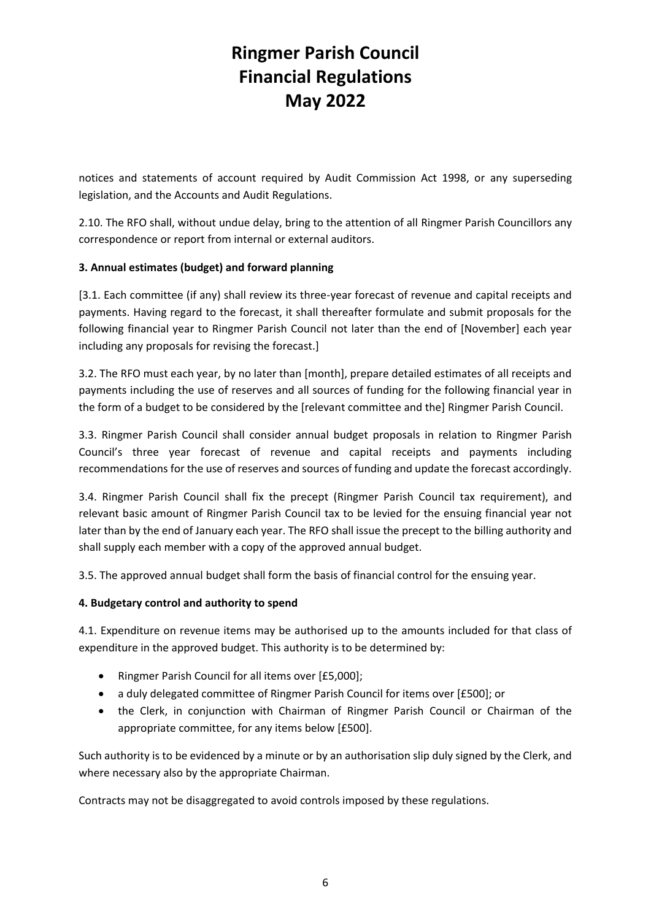notices and statements of account required by Audit Commission Act 1998, or any superseding legislation, and the Accounts and Audit Regulations.

2.10. The RFO shall, without undue delay, bring to the attention of all Ringmer Parish Councillors any correspondence or report from internal or external auditors.

**3. Annual estimates (budget) and forward planning**

[3.1. Each committee (if any) shall review its three-year forecast of revenue and capital receipts and payments. Having regard to the forecast, it shall thereafter formulate and submit proposals for the following financial year to Ringmer Parish Council not later than the end of [November] each year including any proposals for revising the forecast.]

3.2. The RFO must each year, by no later than [month], prepare detailed estimates of all receipts and payments including the use of reserves and all sources of funding for the following financial year in the form of a budget to be considered by the [relevant committee and the] Ringmer Parish Council.

3.3. Ringmer Parish Council shall consider annual budget proposals in relation to Ringmer Parish Council's three year forecast of revenue and capital receipts and payments including recommendations for the use of reserves and sources of funding and update the forecast accordingly.

3.4. Ringmer Parish Council shall fix the precept (Ringmer Parish Council tax requirement), and relevant basic amount of Ringmer Parish Council tax to be levied for the ensuing financial year not later than by the end of January each year. The RFO shall issue the precept to the billing authority and shall supply each member with a copy of the approved annual budget.

3.5. The approved annual budget shall form the basis of financial control for the ensuing year.

**4. Budgetary control and authority to spend**

4.1. Expenditure on revenue items may be authorised up to the amounts included for that class of expenditure in the approved budget. This authority is to be determined by:

- Ringmer Parish Council for all items over [£5,000];
- a duly delegated committee of Ringmer Parish Council for items over [£500]; or
- the Clerk, in conjunction with Chairman of Ringmer Parish Council or Chairman of the appropriate committee, for any items below [£500].

Such authority is to be evidenced by a minute or by an authorisation slip duly signed by the Clerk, and where necessary also by the appropriate Chairman.

Contracts may not be disaggregated to avoid controls imposed by these regulations.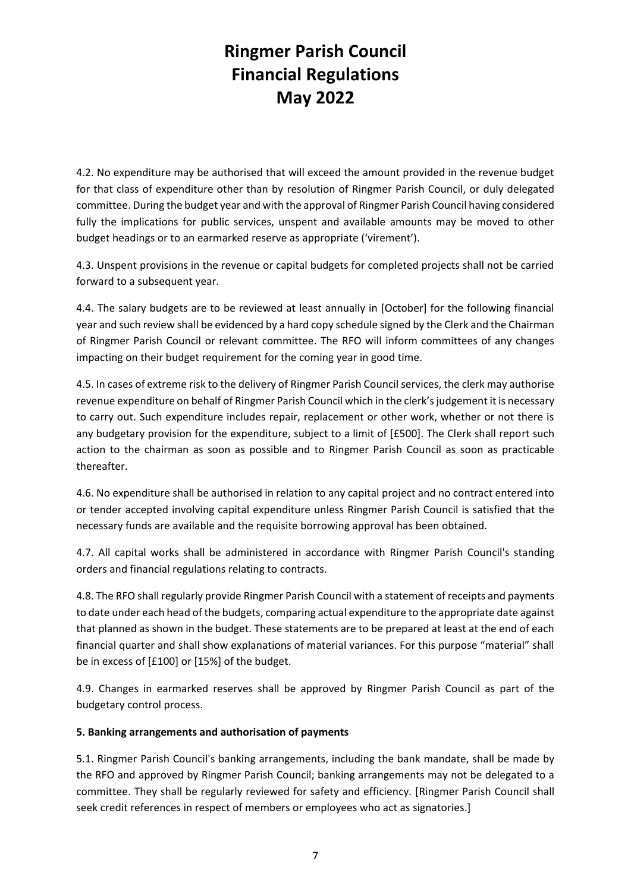4.2. No expenditure may be authorised that will exceed the amount provided in the revenue budget for that class of expenditure other than by resolution of Ringmer Parish Council, or duly delegated committee. During the budget year and with the approval of Ringmer Parish Council having considered fully the implications for public services, unspent and available amounts may be moved to other budget headings or to an earmarked reserve as appropriate ('virement').

4.3. Unspent provisions in the revenue or capital budgets for completed projects shall not be carried forward to a subsequent year.

4.4. The salary budgets are to be reviewed at least annually in [October] for the following financial year and such review shall be evidenced by a hard copy schedule signed by the Clerk and the Chairman of Ringmer Parish Council or relevant committee. The RFO will inform committees of any changes impacting on their budget requirement for the coming year in good time.

4.5. In cases of extreme risk to the delivery of Ringmer Parish Council services, the clerk may authorise revenue expenditure on behalf of Ringmer Parish Council which in the clerk's judgement it is necessary to carry out. Such expenditure includes repair, replacement or other work, whether or not there is any budgetary provision for the expenditure, subject to a limit of [£500]. The Clerk shall report such action to the chairman as soon as possible and to Ringmer Parish Council as soon as practicable thereafter.

4.6. No expenditure shall be authorised in relation to any capital project and no contract entered into or tender accepted involving capital expenditure unless Ringmer Parish Council is satisfied that the necessary funds are available and the requisite borrowing approval has been obtained.

4.7. All capital works shall be administered in accordance with Ringmer Parish Council's standing orders and financial regulations relating to contracts.

4.8. The RFO shall regularly provide Ringmer Parish Council with a statement of receipts and payments to date under each head of the budgets, comparing actual expenditure to the appropriate date against that planned as shown in the budget. These statements are to be prepared at least at the end of each financial quarter and shall show explanations of material variances. For this purpose "material" shall be in excess of [£100] or [15%] of the budget.

4.9. Changes in earmarked reserves shall be approved by Ringmer Parish Council as part of the budgetary control process.

**5. Banking arrangements and authorisation of payments**

5.1. Ringmer Parish Council's banking arrangements, including the bank mandate, shall be made by the RFO and approved by Ringmer Parish Council; banking arrangements may not be delegated to a committee. They shall be regularly reviewed for safety and efficiency. [Ringmer Parish Council shall seek credit references in respect of members or employees who act as signatories.]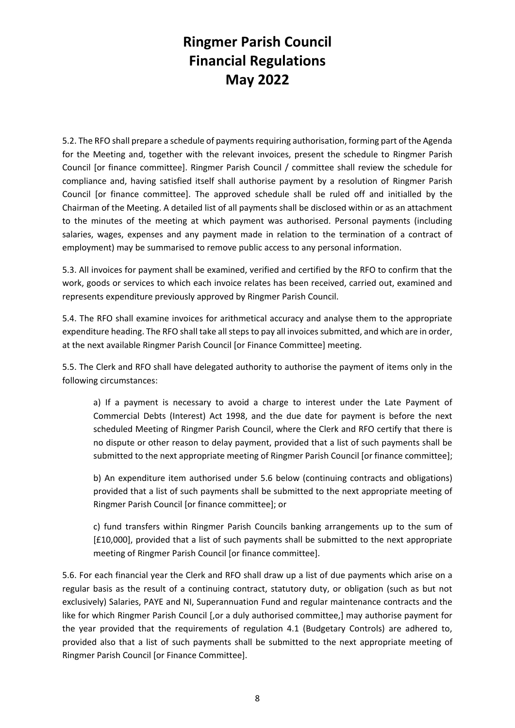# Ringmer Parish Council Financial Regulations May 2022

5.2. The RFO shall prepare a schedule of payments requiring authorisation, forming part of the Agenda for the Meeting and, together with the relevant invoices, present the schedule to Ringmer Parish Council [or finance committee]. Ringmer Parish Council / committee shall review the schedule for compliance and, having satisfied itself shall authorise payment by a resolution of Ringmer Parish Council [or finance committee]. The approved schedule shall be ruled off and initialled by the Chairman of the Meeting. A detailed list of all payments shall be disclosed within or as an attachment to the minutes of the meeting at which payment was authorised. Personal payments (including salaries, wages, expenses and any payment made in relation to the termination of a contract of employment) may be summarised to remove public access to any personal information.

5.3. All invoices for payment shall be examined, verified and certified by the RFO to confirm that the work, goods or services to which each invoice relates has been received, carried out, examined and represents expenditure previously approved by Ringmer Parish Council.

5.4. The RFO shall examine invoices for arithmetical accuracy and analyse them to the appropriate expenditure heading. The RFO shall take all steps to pay all invoices submitted, and which are in order, at the next available Ringmer Parish Council [or Finance Committee] meeting.

5.5. The Clerk and RFO shall have delegated authority to authorise the payment of items only in the following circumstances:

a) If a payment is necessary to avoid a charge to interest under the Late Payment of Commercial Debts (Interest) Act 1998, and the due date for payment is before the next scheduled Meeting of Ringmer Parish Council, where the Clerk and RFO certify that there is no dispute or other reason to delay payment, provided that a list of such payments shall be submitted to the next appropriate meeting of Ringmer Parish Council [or finance committee];

b) An expenditure item authorised under 5.6 below (continuing contracts and obligations) provided that a list of such payments shall be submitted to the next appropriate meeting of Ringmer Parish Council [or finance committee]; or

c) fund transfers within Ringmer Parish Councils banking arrangements up to the sum of [£10,000], provided that a list of such payments shall be submitted to the next appropriate meeting of Ringmer Parish Council [or finance committee].

5.6. For each financial year the Clerk and RFO shall draw up a list of due payments which arise on a regular basis as the result of a continuing contract, statutory duty, or obligation (such as but not exclusively) Salaries, PAYE and NI, Superannuation Fund and regular maintenance contracts and the like for which Ringmer Parish Council [,or a duly authorised committee,] may authorise payment for the year provided that the requirements of regulation 4.1 (Budgetary Controls) are adhered to, provided also that a list of such payments shall be submitted to the next appropriate meeting of Ringmer Parish Council [or Finance Committee].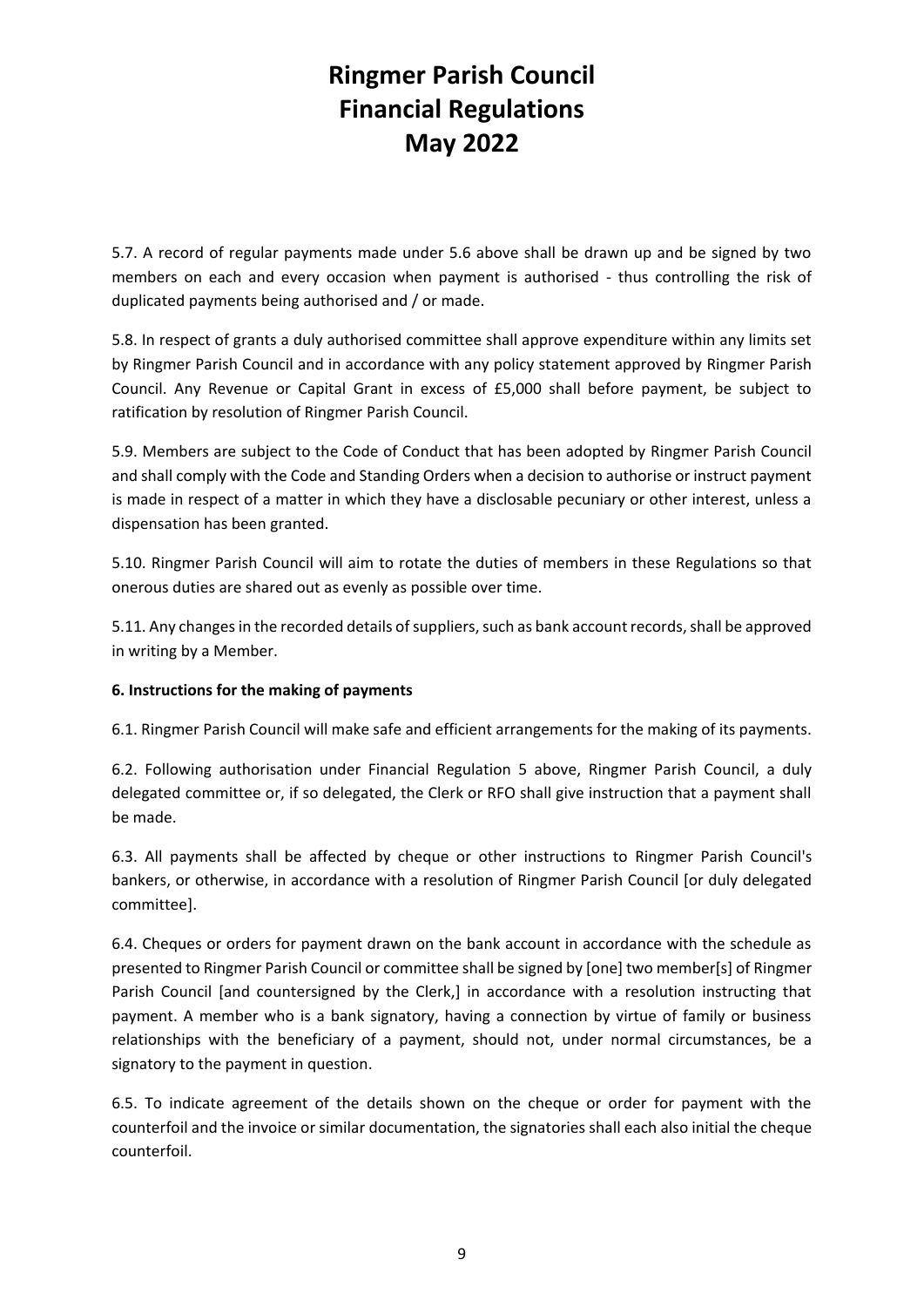5.7. A record of regular payments made under 5.6 above shall be drawn up and be signed by two members on each and every occasion when payment is authorised - thus controlling the risk of duplicated payments being authorised and / or made.

5.8. In respect of grants a duly authorised committee shall approve expenditure within any limits set by Ringmer Parish Council and in accordance with any policy statement approved by Ringmer Parish Council. Any Revenue or Capital Grant in excess of £5,000 shall before payment, be subject to ratification by resolution of Ringmer Parish Council.

5.9. Members are subject to the Code of Conduct that has been adopted by Ringmer Parish Council and shall comply with the Code and Standing Orders when a decision to authorise or instruct payment is made in respect of a matter in which they have a disclosable pecuniary or other interest, unless a dispensation has been granted.

5.10. Ringmer Parish Council will aim to rotate the duties of members in these Regulations so that onerous duties are shared out as evenly as possible over time.

5.11. Any changes in the recorded details of suppliers, such as bank account records, shall be approved in writing by a Member.

**6. Instructions for the making of payments**

6.1. Ringmer Parish Council will make safe and efficient arrangements for the making of its payments.

6.2. Following authorisation under Financial Regulation 5 above, Ringmer Parish Council, a duly delegated committee or, if so delegated, the Clerk or RFO shall give instruction that a payment shall be made.

6.3. All payments shall be affected by cheque or other instructions to Ringmer Parish Council's bankers, or otherwise, in accordance with a resolution of Ringmer Parish Council [or duly delegated committee].

6.4. Cheques or orders for payment drawn on the bank account in accordance with the schedule as presented to Ringmer Parish Council or committee shall be signed by [one] two member[s] of Ringmer Parish Council [and countersigned by the Clerk,] in accordance with a resolution instructing that payment. A member who is a bank signatory, having a connection by virtue of family or business relationships with the beneficiary of a payment, should not, under normal circumstances, be a signatory to the payment in question.

6.5. To indicate agreement of the details shown on the cheque or order for payment with the counterfoil and the invoice or similar documentation, the signatories shall each also initial the cheque counterfoil.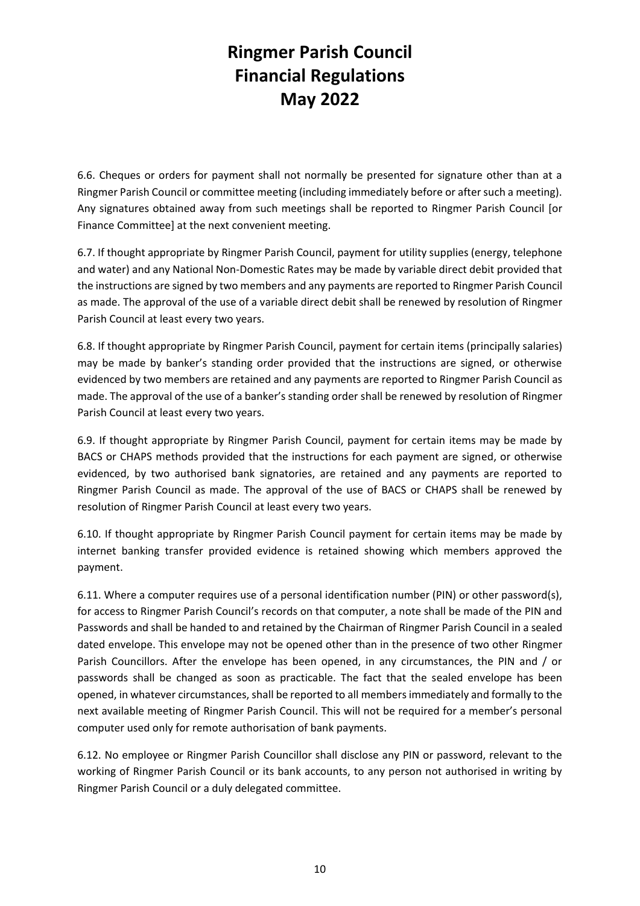# Ringmer Parish Council
# Financial Regulations
# May 2022

6.6. Cheques or orders for payment shall not normally be presented for signature other than at a Ringmer Parish Council or committee meeting (including immediately before or after such a meeting). Any signatures obtained away from such meetings shall be reported to Ringmer Parish Council [or Finance Committee] at the next convenient meeting.

6.7. If thought appropriate by Ringmer Parish Council, payment for utility supplies (energy, telephone and water) and any National Non-Domestic Rates may be made by variable direct debit provided that the instructions are signed by two members and any payments are reported to Ringmer Parish Council as made. The approval of the use of a variable direct debit shall be renewed by resolution of Ringmer Parish Council at least every two years.

6.8. If thought appropriate by Ringmer Parish Council, payment for certain items (principally salaries) may be made by banker's standing order provided that the instructions are signed, or otherwise evidenced by two members are retained and any payments are reported to Ringmer Parish Council as made. The approval of the use of a banker's standing order shall be renewed by resolution of Ringmer Parish Council at least every two years.

6.9. If thought appropriate by Ringmer Parish Council, payment for certain items may be made by BACS or CHAPS methods provided that the instructions for each payment are signed, or otherwise evidenced, by two authorised bank signatories, are retained and any payments are reported to Ringmer Parish Council as made. The approval of the use of BACS or CHAPS shall be renewed by resolution of Ringmer Parish Council at least every two years.

6.10. If thought appropriate by Ringmer Parish Council payment for certain items may be made by internet banking transfer provided evidence is retained showing which members approved the payment.

6.11. Where a computer requires use of a personal identification number (PIN) or other password(s), for access to Ringmer Parish Council's records on that computer, a note shall be made of the PIN and Passwords and shall be handed to and retained by the Chairman of Ringmer Parish Council in a sealed dated envelope. This envelope may not be opened other than in the presence of two other Ringmer Parish Councillors. After the envelope has been opened, in any circumstances, the PIN and / or passwords shall be changed as soon as practicable. The fact that the sealed envelope has been opened, in whatever circumstances, shall be reported to all members immediately and formally to the next available meeting of Ringmer Parish Council. This will not be required for a member's personal computer used only for remote authorisation of bank payments.

6.12. No employee or Ringmer Parish Councillor shall disclose any PIN or password, relevant to the working of Ringmer Parish Council or its bank accounts, to any person not authorised in writing by Ringmer Parish Council or a duly delegated committee.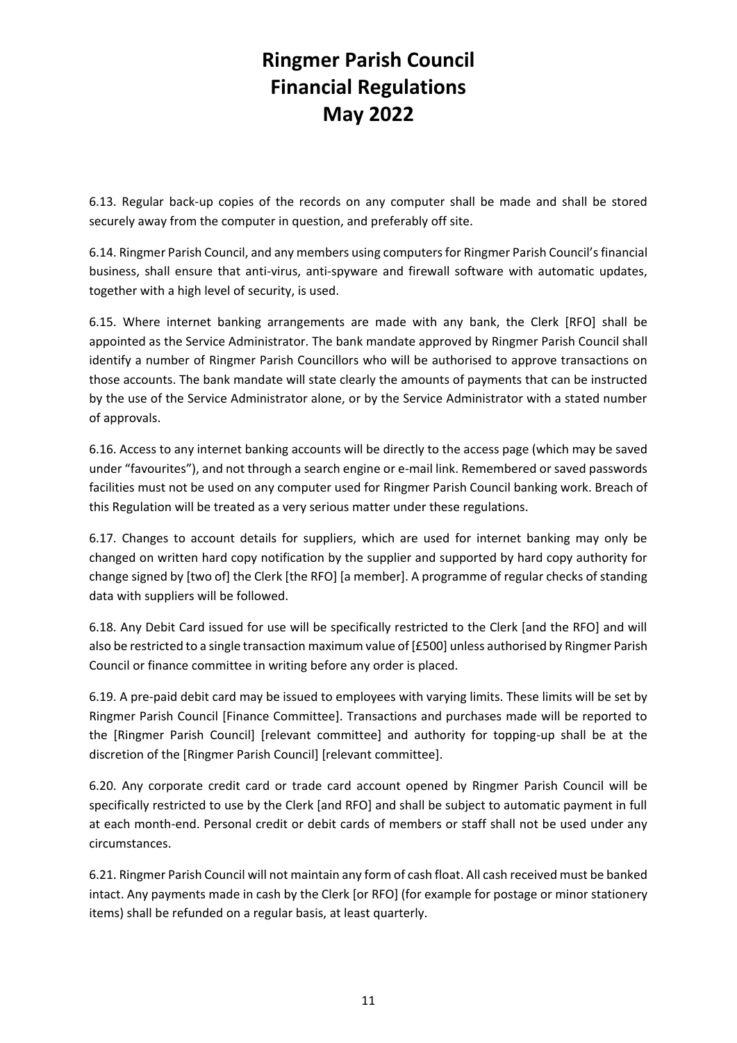6.13. Regular back-up copies of the records on any computer shall be made and shall be stored securely away from the computer in question, and preferably off site.

6.14. Ringmer Parish Council, and any members using computers for Ringmer Parish Council's financial business, shall ensure that anti-virus, anti-spyware and firewall software with automatic updates, together with a high level of security, is used.

6.15. Where internet banking arrangements are made with any bank, the Clerk [RFO] shall be appointed as the Service Administrator. The bank mandate approved by Ringmer Parish Council shall identify a number of Ringmer Parish Councillors who will be authorised to approve transactions on those accounts. The bank mandate will state clearly the amounts of payments that can be instructed by the use of the Service Administrator alone, or by the Service Administrator with a stated number of approvals.

6.16. Access to any internet banking accounts will be directly to the access page (which may be saved under "favourites"), and not through a search engine or e-mail link. Remembered or saved passwords facilities must not be used on any computer used for Ringmer Parish Council banking work. Breach of this Regulation will be treated as a very serious matter under these regulations.

6.17. Changes to account details for suppliers, which are used for internet banking may only be changed on written hard copy notification by the supplier and supported by hard copy authority for change signed by [two of] the Clerk [the RFO] [a member]. A programme of regular checks of standing data with suppliers will be followed.

6.18. Any Debit Card issued for use will be specifically restricted to the Clerk [and the RFO] and will also be restricted to a single transaction maximum value of [£500] unless authorised by Ringmer Parish Council or finance committee in writing before any order is placed.

6.19. A pre-paid debit card may be issued to employees with varying limits. These limits will be set by Ringmer Parish Council [Finance Committee]. Transactions and purchases made will be reported to the [Ringmer Parish Council] [relevant committee] and authority for topping-up shall be at the discretion of the [Ringmer Parish Council] [relevant committee].

6.20. Any corporate credit card or trade card account opened by Ringmer Parish Council will be specifically restricted to use by the Clerk [and RFO] and shall be subject to automatic payment in full at each month-end. Personal credit or debit cards of members or staff shall not be used under any circumstances.

6.21. Ringmer Parish Council will not maintain any form of cash float. All cash received must be banked intact. Any payments made in cash by the Clerk [or RFO] (for example for postage or minor stationery items) shall be refunded on a regular basis, at least quarterly.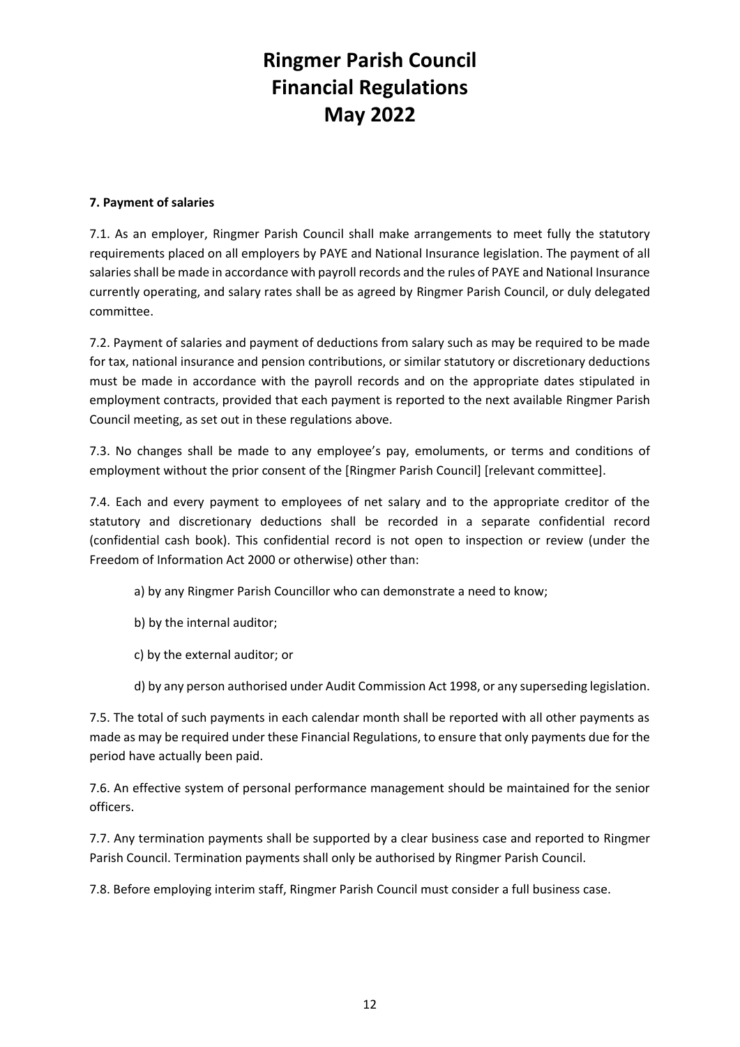# Ringmer Parish Council
# Financial Regulations
# May 2022

**7. Payment of salaries**

7.1. As an employer, Ringmer Parish Council shall make arrangements to meet fully the statutory requirements placed on all employers by PAYE and National Insurance legislation. The payment of all salaries shall be made in accordance with payroll records and the rules of PAYE and National Insurance currently operating, and salary rates shall be as agreed by Ringmer Parish Council, or duly delegated committee.

7.2. Payment of salaries and payment of deductions from salary such as may be required to be made for tax, national insurance and pension contributions, or similar statutory or discretionary deductions must be made in accordance with the payroll records and on the appropriate dates stipulated in employment contracts, provided that each payment is reported to the next available Ringmer Parish Council meeting, as set out in these regulations above.

7.3. No changes shall be made to any employee's pay, emoluments, or terms and conditions of employment without the prior consent of the [Ringmer Parish Council] [relevant committee].

7.4. Each and every payment to employees of net salary and to the appropriate creditor of the statutory and discretionary deductions shall be recorded in a separate confidential record (confidential cash book). This confidential record is not open to inspection or review (under the Freedom of Information Act 2000 or otherwise) other than:

a) by any Ringmer Parish Councillor who can demonstrate a need to know;

b) by the internal auditor;

c) by the external auditor; or

d) by any person authorised under Audit Commission Act 1998, or any superseding legislation.

7.5. The total of such payments in each calendar month shall be reported with all other payments as made as may be required under these Financial Regulations, to ensure that only payments due for the period have actually been paid.

7.6. An effective system of personal performance management should be maintained for the senior officers.

7.7. Any termination payments shall be supported by a clear business case and reported to Ringmer Parish Council. Termination payments shall only be authorised by Ringmer Parish Council.

7.8. Before employing interim staff, Ringmer Parish Council must consider a full business case.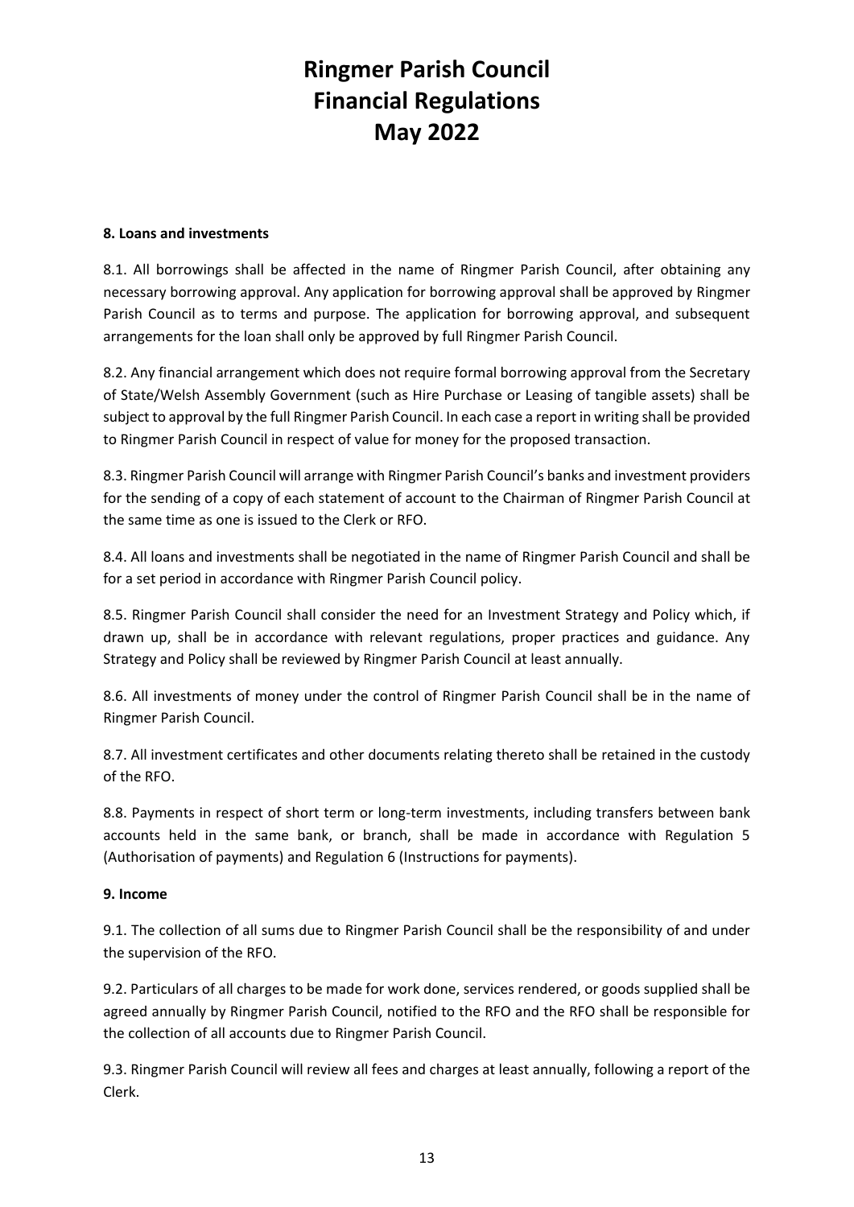# Ringmer Parish Council
# Financial Regulations
# May 2022

**8. Loans and investments**

8.1. All borrowings shall be affected in the name of Ringmer Parish Council, after obtaining any necessary borrowing approval. Any application for borrowing approval shall be approved by Ringmer Parish Council as to terms and purpose. The application for borrowing approval, and subsequent arrangements for the loan shall only be approved by full Ringmer Parish Council.

8.2. Any financial arrangement which does not require formal borrowing approval from the Secretary of State/Welsh Assembly Government (such as Hire Purchase or Leasing of tangible assets) shall be subject to approval by the full Ringmer Parish Council. In each case a report in writing shall be provided to Ringmer Parish Council in respect of value for money for the proposed transaction.

8.3. Ringmer Parish Council will arrange with Ringmer Parish Council's banks and investment providers for the sending of a copy of each statement of account to the Chairman of Ringmer Parish Council at the same time as one is issued to the Clerk or RFO.

8.4. All loans and investments shall be negotiated in the name of Ringmer Parish Council and shall be for a set period in accordance with Ringmer Parish Council policy.

8.5. Ringmer Parish Council shall consider the need for an Investment Strategy and Policy which, if drawn up, shall be in accordance with relevant regulations, proper practices and guidance. Any Strategy and Policy shall be reviewed by Ringmer Parish Council at least annually.

8.6. All investments of money under the control of Ringmer Parish Council shall be in the name of Ringmer Parish Council.

8.7. All investment certificates and other documents relating thereto shall be retained in the custody of the RFO.

8.8. Payments in respect of short term or long-term investments, including transfers between bank accounts held in the same bank, or branch, shall be made in accordance with Regulation 5 (Authorisation of payments) and Regulation 6 (Instructions for payments).

**9. Income**

9.1. The collection of all sums due to Ringmer Parish Council shall be the responsibility of and under the supervision of the RFO.

9.2. Particulars of all charges to be made for work done, services rendered, or goods supplied shall be agreed annually by Ringmer Parish Council, notified to the RFO and the RFO shall be responsible for the collection of all accounts due to Ringmer Parish Council.

9.3. Ringmer Parish Council will review all fees and charges at least annually, following a report of the Clerk.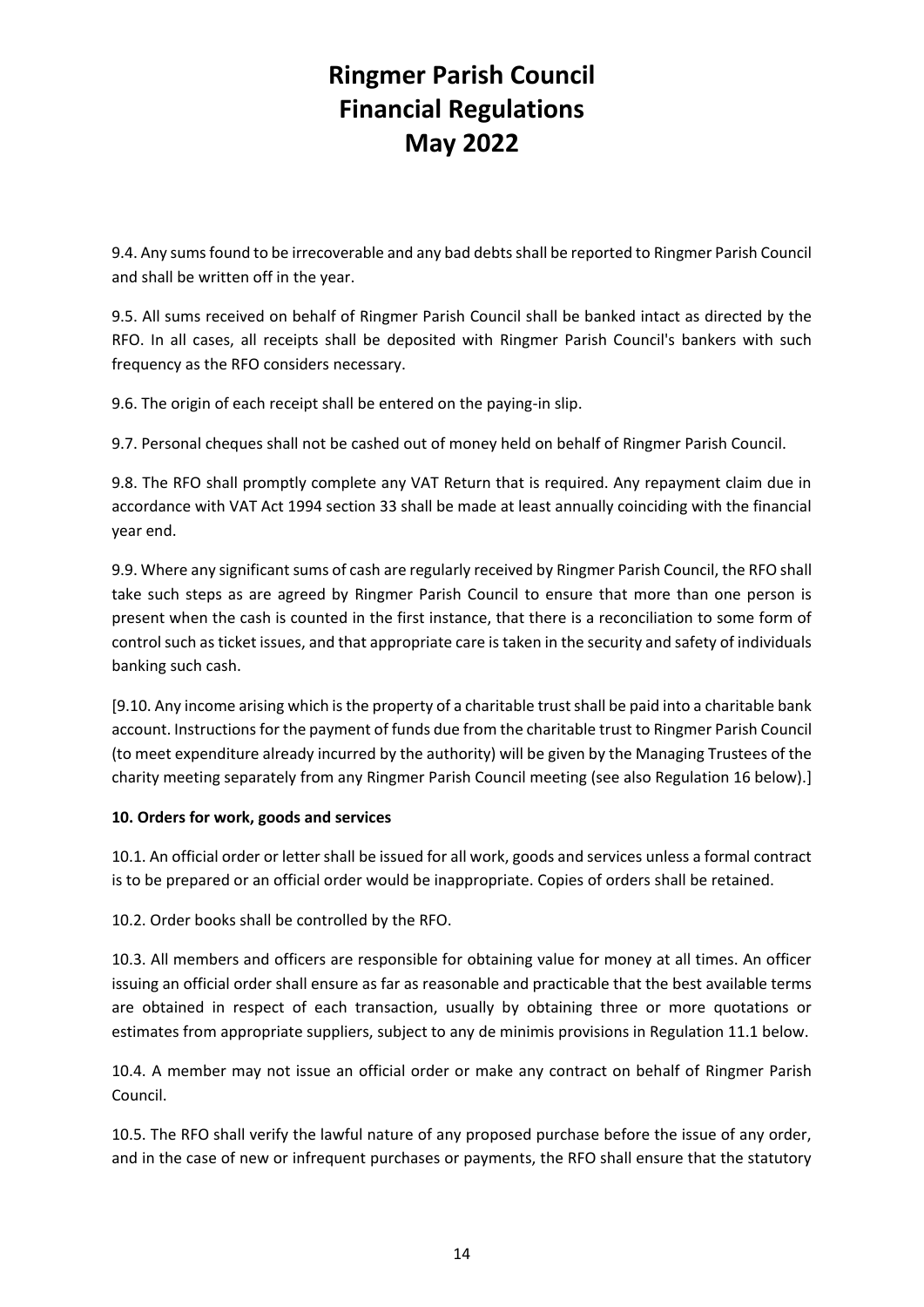9.4. Any sums found to be irrecoverable and any bad debts shall be reported to Ringmer Parish Council and shall be written off in the year.

9.5. All sums received on behalf of Ringmer Parish Council shall be banked intact as directed by the RFO. In all cases, all receipts shall be deposited with Ringmer Parish Council's bankers with such frequency as the RFO considers necessary.

9.6. The origin of each receipt shall be entered on the paying-in slip.

9.7. Personal cheques shall not be cashed out of money held on behalf of Ringmer Parish Council.

9.8. The RFO shall promptly complete any VAT Return that is required. Any repayment claim due in accordance with VAT Act 1994 section 33 shall be made at least annually coinciding with the financial year end.

9.9. Where any significant sums of cash are regularly received by Ringmer Parish Council, the RFO shall take such steps as are agreed by Ringmer Parish Council to ensure that more than one person is present when the cash is counted in the first instance, that there is a reconciliation to some form of control such as ticket issues, and that appropriate care is taken in the security and safety of individuals banking such cash.

[9.10. Any income arising which is the property of a charitable trust shall be paid into a charitable bank account. Instructions for the payment of funds due from the charitable trust to Ringmer Parish Council (to meet expenditure already incurred by the authority) will be given by the Managing Trustees of the charity meeting separately from any Ringmer Parish Council meeting (see also Regulation 16 below).]

**10. Orders for work, goods and services**

10.1. An official order or letter shall be issued for all work, goods and services unless a formal contract is to be prepared or an official order would be inappropriate. Copies of orders shall be retained.

10.2. Order books shall be controlled by the RFO.

10.3. All members and officers are responsible for obtaining value for money at all times. An officer issuing an official order shall ensure as far as reasonable and practicable that the best available terms are obtained in respect of each transaction, usually by obtaining three or more quotations or estimates from appropriate suppliers, subject to any de minimis provisions in Regulation 11.1 below.

10.4. A member may not issue an official order or make any contract on behalf of Ringmer Parish Council.

10.5. The RFO shall verify the lawful nature of any proposed purchase before the issue of any order, and in the case of new or infrequent purchases or payments, the RFO shall ensure that the statutory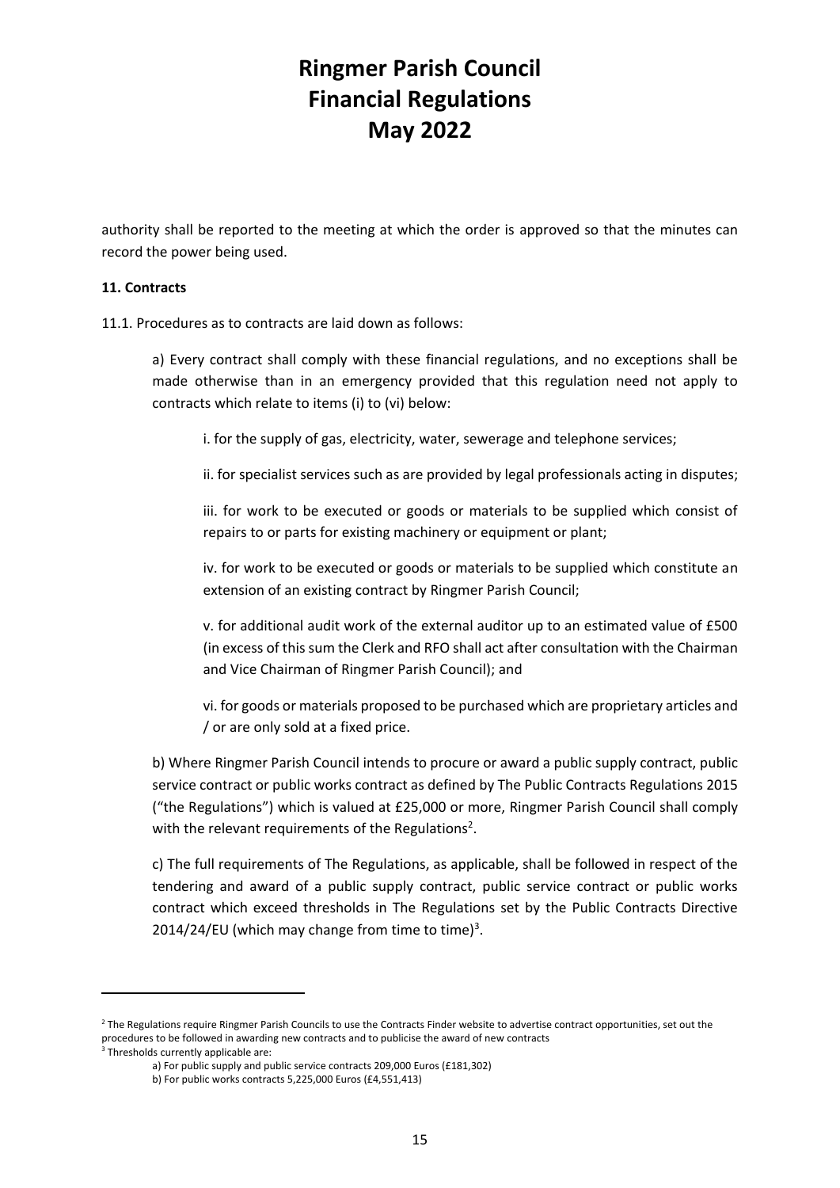authority shall be reported to the meeting at which the order is approved so that the minutes can record the power being used.

**11. Contracts**

11.1. Procedures as to contracts are laid down as follows:

a) Every contract shall comply with these financial regulations, and no exceptions shall be made otherwise than in an emergency provided that this regulation need not apply to contracts which relate to items (i) to (vi) below:

i. for the supply of gas, electricity, water, sewerage and telephone services;

ii. for specialist services such as are provided by legal professionals acting in disputes;

iii. for work to be executed or goods or materials to be supplied which consist of repairs to or parts for existing machinery or equipment or plant;

iv. for work to be executed or goods or materials to be supplied which constitute an extension of an existing contract by Ringmer Parish Council;

v. for additional audit work of the external auditor up to an estimated value of £500 (in excess of this sum the Clerk and RFO shall act after consultation with the Chairman and Vice Chairman of Ringmer Parish Council); and

vi. for goods or materials proposed to be purchased which are proprietary articles and / or are only sold at a fixed price.

b) Where Ringmer Parish Council intends to procure or award a public supply contract, public service contract or public works contract as defined by The Public Contracts Regulations 2015 ("the Regulations") which is valued at £25,000 or more, Ringmer Parish Council shall comply with the relevant requirements of the Regulations[2].

c) The full requirements of The Regulations, as applicable, shall be followed in respect of the tendering and award of a public supply contract, public service contract or public works contract which exceed thresholds in The Regulations set by the Public Contracts Directive 2014/24/EU (which may change from time to time)[3].

---

[2] The Regulations require Ringmer Parish Councils to use the Contracts Finder website to advertise contract opportunities, set out the procedures to be followed in awarding new contracts and to publicise the award of new contracts

[3] Thresholds currently applicable are:

a) For public supply and public service contracts 209,000 Euros (£181,302)

b) For public works contracts 5,225,000 Euros (£4,551,413)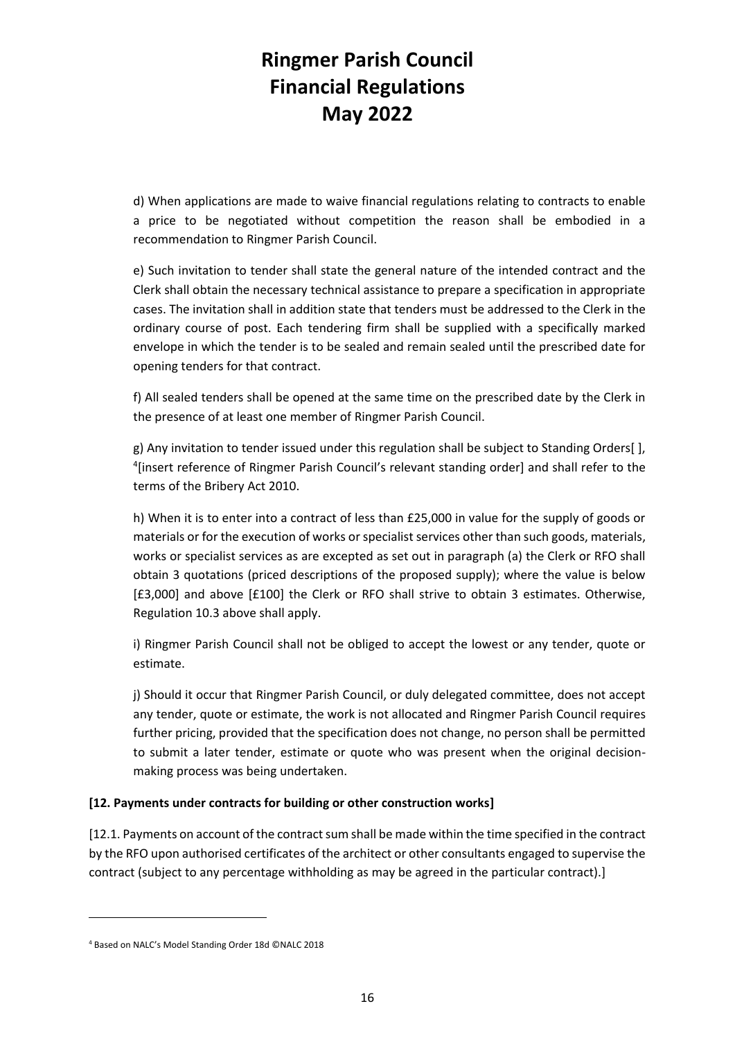d) When applications are made to waive financial regulations relating to contracts to enable a price to be negotiated without competition the reason shall be embodied in a recommendation to Ringmer Parish Council.

e) Such invitation to tender shall state the general nature of the intended contract and the Clerk shall obtain the necessary technical assistance to prepare a specification in appropriate cases. The invitation shall in addition state that tenders must be addressed to the Clerk in the ordinary course of post. Each tendering firm shall be supplied with a specifically marked envelope in which the tender is to be sealed and remain sealed until the prescribed date for opening tenders for that contract.

f) All sealed tenders shall be opened at the same time on the prescribed date by the Clerk in the presence of at least one member of Ringmer Parish Council.

g) Any invitation to tender issued under this regulation shall be subject to Standing Orders[ ], [4][insert reference of Ringmer Parish Council's relevant standing order] and shall refer to the terms of the Bribery Act 2010.

h) When it is to enter into a contract of less than £25,000 in value for the supply of goods or materials or for the execution of works or specialist services other than such goods, materials, works or specialist services as are excepted as set out in paragraph (a) the Clerk or RFO shall obtain 3 quotations (priced descriptions of the proposed supply); where the value is below [£3,000] and above [£100] the Clerk or RFO shall strive to obtain 3 estimates. Otherwise, Regulation 10.3 above shall apply.

i) Ringmer Parish Council shall not be obliged to accept the lowest or any tender, quote or estimate.

j) Should it occur that Ringmer Parish Council, or duly delegated committee, does not accept any tender, quote or estimate, the work is not allocated and Ringmer Parish Council requires further pricing, provided that the specification does not change, no person shall be permitted to submit a later tender, estimate or quote who was present when the original decision-making process was being undertaken.

**[12. Payments under contracts for building or other construction works]**

[12.1. Payments on account of the contract sum shall be made within the time specified in the contract by the RFO upon authorised certificates of the architect or other consultants engaged to supervise the contract (subject to any percentage withholding as may be agreed in the particular contract).]

---

[4] Based on NALC's Model Standing Order 18d ©NALC 2018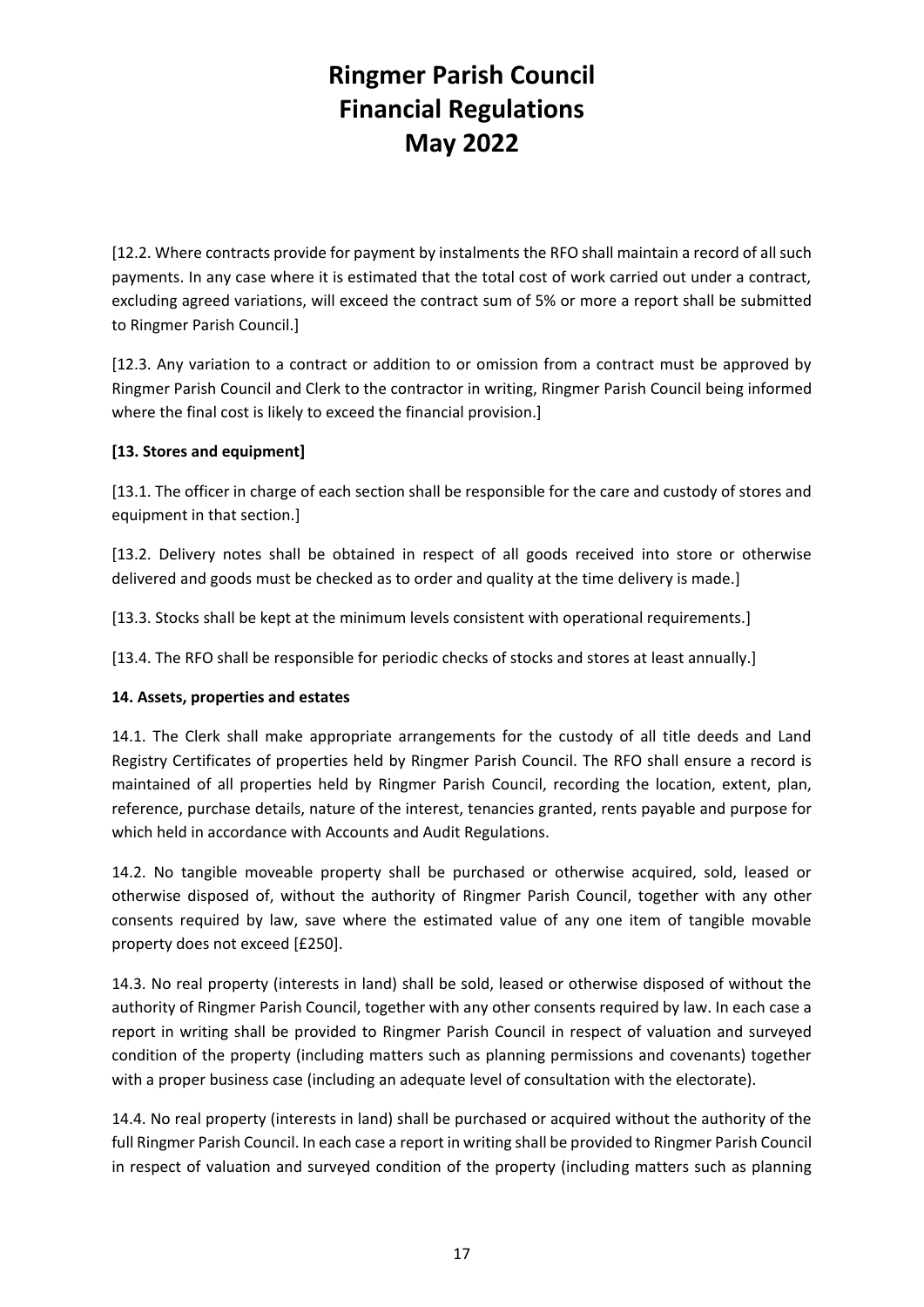[12.2. Where contracts provide for payment by instalments the RFO shall maintain a record of all such payments. In any case where it is estimated that the total cost of work carried out under a contract, excluding agreed variations, will exceed the contract sum of 5% or more a report shall be submitted to Ringmer Parish Council.]

[12.3. Any variation to a contract or addition to or omission from a contract must be approved by Ringmer Parish Council and Clerk to the contractor in writing, Ringmer Parish Council being informed where the final cost is likely to exceed the financial provision.]

**[13. Stores and equipment]**

[13.1. The officer in charge of each section shall be responsible for the care and custody of stores and equipment in that section.]

[13.2. Delivery notes shall be obtained in respect of all goods received into store or otherwise delivered and goods must be checked as to order and quality at the time delivery is made.]

[13.3. Stocks shall be kept at the minimum levels consistent with operational requirements.]

[13.4. The RFO shall be responsible for periodic checks of stocks and stores at least annually.]

**14. Assets, properties and estates**

14.1. The Clerk shall make appropriate arrangements for the custody of all title deeds and Land Registry Certificates of properties held by Ringmer Parish Council. The RFO shall ensure a record is maintained of all properties held by Ringmer Parish Council, recording the location, extent, plan, reference, purchase details, nature of the interest, tenancies granted, rents payable and purpose for which held in accordance with Accounts and Audit Regulations.

14.2. No tangible moveable property shall be purchased or otherwise acquired, sold, leased or otherwise disposed of, without the authority of Ringmer Parish Council, together with any other consents required by law, save where the estimated value of any one item of tangible movable property does not exceed [£250].

14.3. No real property (interests in land) shall be sold, leased or otherwise disposed of without the authority of Ringmer Parish Council, together with any other consents required by law. In each case a report in writing shall be provided to Ringmer Parish Council in respect of valuation and surveyed condition of the property (including matters such as planning permissions and covenants) together with a proper business case (including an adequate level of consultation with the electorate).

14.4. No real property (interests in land) shall be purchased or acquired without the authority of the full Ringmer Parish Council. In each case a report in writing shall be provided to Ringmer Parish Council in respect of valuation and surveyed condition of the property (including matters such as planning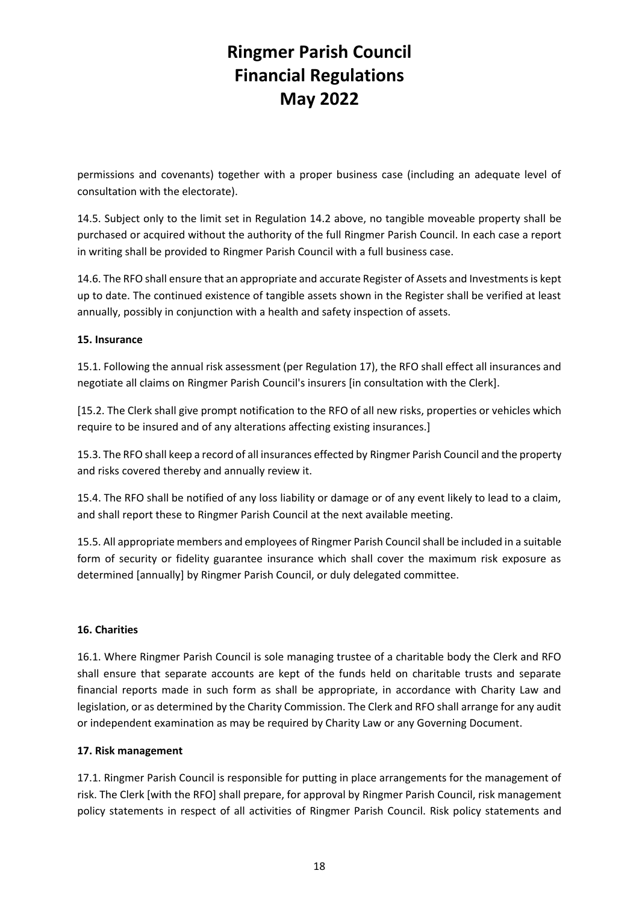permissions and covenants) together with a proper business case (including an adequate level of consultation with the electorate).

14.5. Subject only to the limit set in Regulation 14.2 above, no tangible moveable property shall be purchased or acquired without the authority of the full Ringmer Parish Council. In each case a report in writing shall be provided to Ringmer Parish Council with a full business case.

14.6. The RFO shall ensure that an appropriate and accurate Register of Assets and Investments is kept up to date. The continued existence of tangible assets shown in the Register shall be verified at least annually, possibly in conjunction with a health and safety inspection of assets.

**15. Insurance**

15.1. Following the annual risk assessment (per Regulation 17), the RFO shall effect all insurances and negotiate all claims on Ringmer Parish Council's insurers [in consultation with the Clerk].

[15.2. The Clerk shall give prompt notification to the RFO of all new risks, properties or vehicles which require to be insured and of any alterations affecting existing insurances.]

15.3. The RFO shall keep a record of all insurances effected by Ringmer Parish Council and the property and risks covered thereby and annually review it.

15.4. The RFO shall be notified of any loss liability or damage or of any event likely to lead to a claim, and shall report these to Ringmer Parish Council at the next available meeting.

15.5. All appropriate members and employees of Ringmer Parish Council shall be included in a suitable form of security or fidelity guarantee insurance which shall cover the maximum risk exposure as determined [annually] by Ringmer Parish Council, or duly delegated committee.

**16. Charities**

16.1. Where Ringmer Parish Council is sole managing trustee of a charitable body the Clerk and RFO shall ensure that separate accounts are kept of the funds held on charitable trusts and separate financial reports made in such form as shall be appropriate, in accordance with Charity Law and legislation, or as determined by the Charity Commission. The Clerk and RFO shall arrange for any audit or independent examination as may be required by Charity Law or any Governing Document.

**17. Risk management**

17.1. Ringmer Parish Council is responsible for putting in place arrangements for the management of risk. The Clerk [with the RFO] shall prepare, for approval by Ringmer Parish Council, risk management policy statements in respect of all activities of Ringmer Parish Council. Risk policy statements and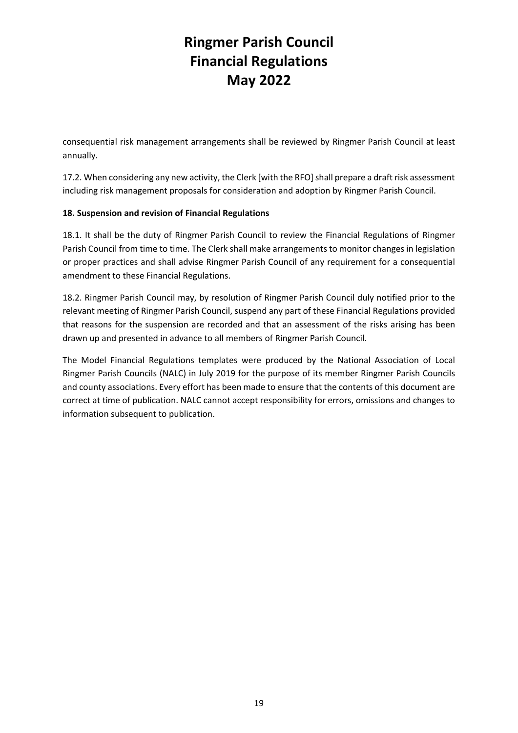consequential risk management arrangements shall be reviewed by Ringmer Parish Council at least annually.

17.2. When considering any new activity, the Clerk [with the RFO] shall prepare a draft risk assessment including risk management proposals for consideration and adoption by Ringmer Parish Council.

**18. Suspension and revision of Financial Regulations**

18.1. It shall be the duty of Ringmer Parish Council to review the Financial Regulations of Ringmer Parish Council from time to time. The Clerk shall make arrangements to monitor changes in legislation or proper practices and shall advise Ringmer Parish Council of any requirement for a consequential amendment to these Financial Regulations.

18.2. Ringmer Parish Council may, by resolution of Ringmer Parish Council duly notified prior to the relevant meeting of Ringmer Parish Council, suspend any part of these Financial Regulations provided that reasons for the suspension are recorded and that an assessment of the risks arising has been drawn up and presented in advance to all members of Ringmer Parish Council.

The Model Financial Regulations templates were produced by the National Association of Local Ringmer Parish Councils (NALC) in July 2019 for the purpose of its member Ringmer Parish Councils and county associations. Every effort has been made to ensure that the contents of this document are correct at time of publication. NALC cannot accept responsibility for errors, omissions and changes to information subsequent to publication.